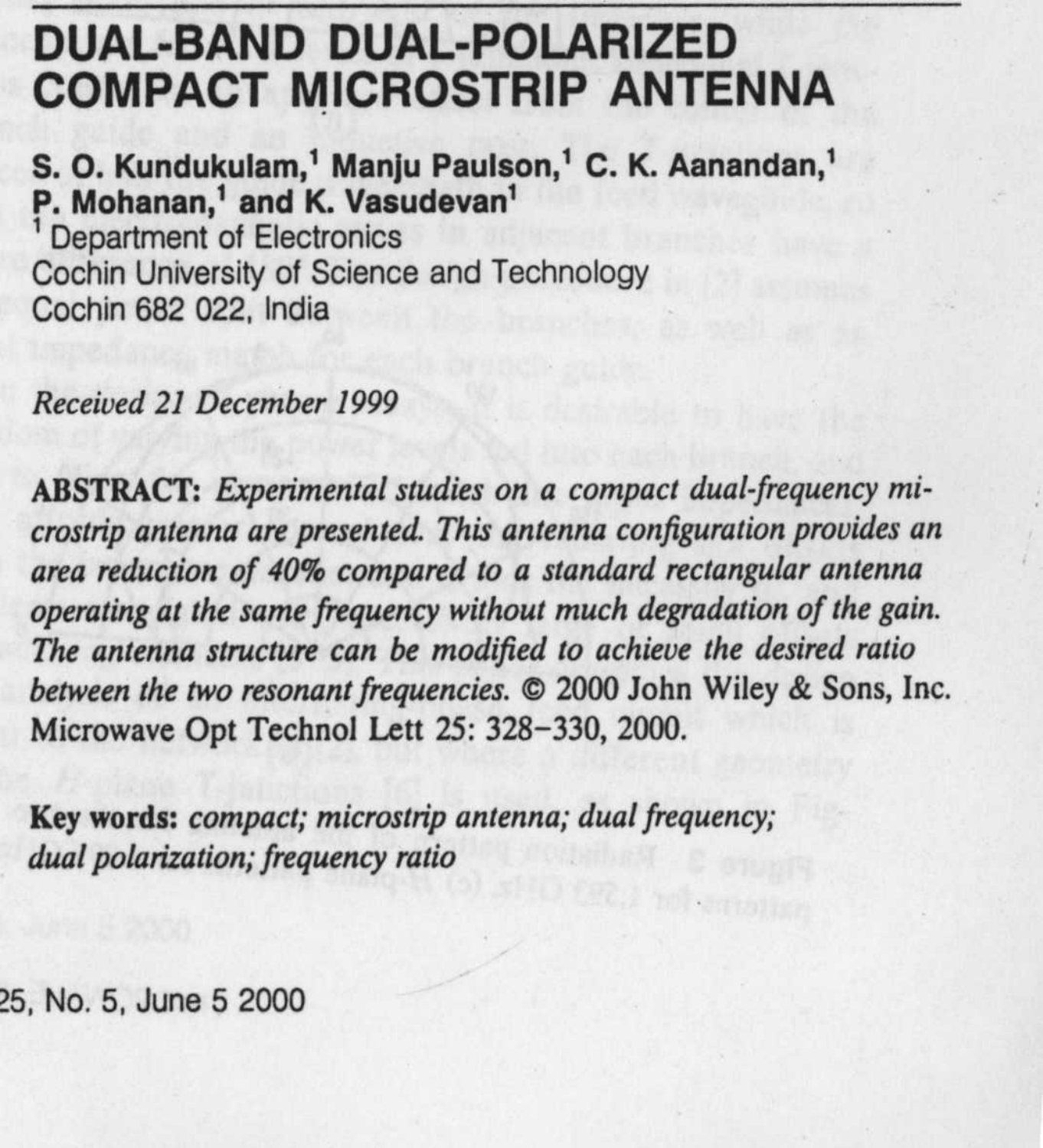# DUAL-BAND DUAL-POLARIZED COMPACT MICROSTRIP ANTENNA

**S. O. Kundukulam,[1] Manju Paulson,[1] C. K. Aanandan,[1] P. Mohanan,[1] and K. Vasudevan[1]**

[1] Department of Electronics
Cochin University of Science and Technology
Cochin 682 022, India

*Received 21 December 1999*

**ABSTRACT:** *Experimental studies on a compact dual-frequency microstrip antenna are presented. This antenna configuration provides an area reduction of 40% compared to a standard rectangular antenna operating at the same frequency without much degradation of the gain. The antenna structure can be modified to achieve the desired ratio between the two resonant frequencies.* © 2000 John Wiley & Sons, Inc. Microwave Opt Technol Lett 25: 328–330, 2000.

**Key words:** *compact; microstrip antenna; dual frequency; dual polarization; frequency ratio*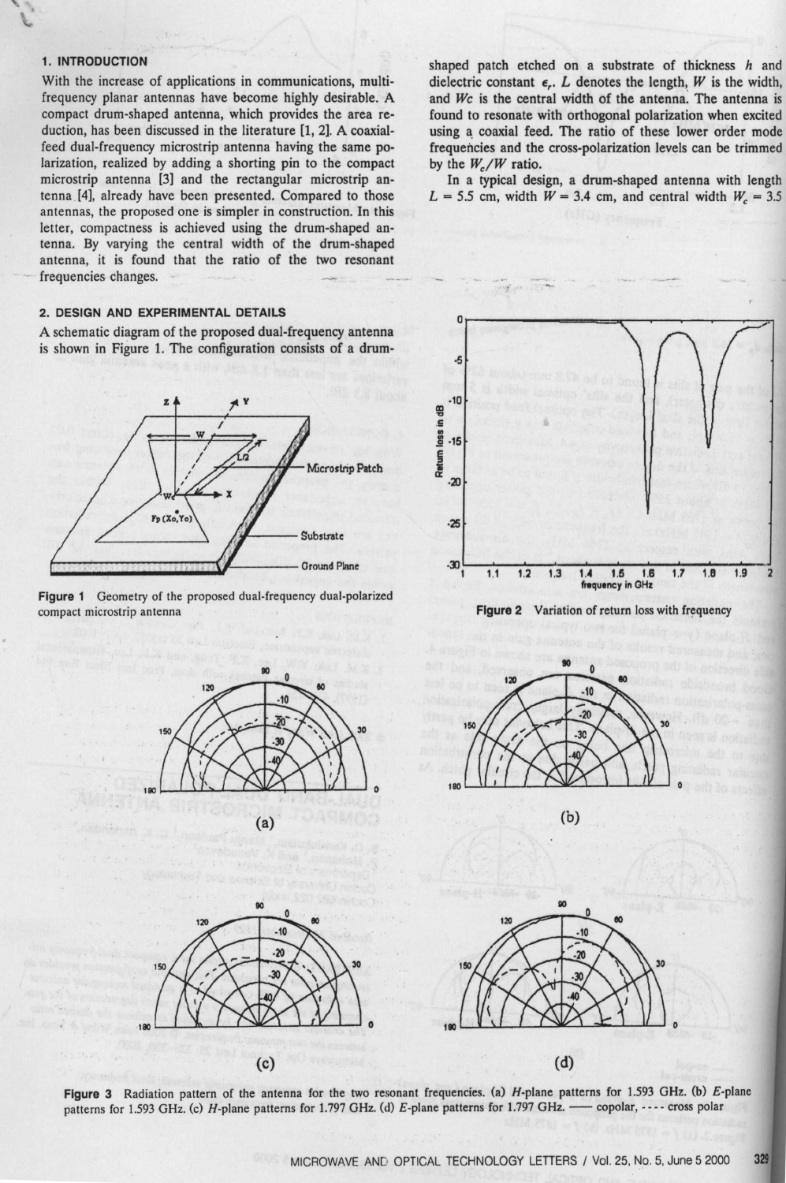## 1. INTRODUCTION

With the increase of applications in communications, multi-frequency planar antennas have become highly desirable. A compact drum-shaped antenna, which provides the area reduction, has been discussed in the literature [1, 2]. A coaxial-feed dual-frequency microstrip antenna having the same polarization, realized by adding a shorting pin to the compact microstrip antenna [3] and the rectangular microstrip antenna [4], already have been presented. Compared to those antennas, the proposed one is simpler in construction. In this letter, compactness is achieved using the drum-shaped antenna. By varying the central width of the drum-shaped antenna, it is found that the ratio of the two resonant frequencies changes.

## 2. DESIGN AND EXPERIMENTAL DETAILS

A schematic diagram of the proposed dual-frequency antenna is shown in Figure 1. The configuration consists of a drum-shaped patch etched on a substrate of thickness $h$ and dielectric constant $\epsilon_r$. $L$ denotes the length, $W$ is the width, and $Wc$ is the central width of the antenna. The antenna is found to resonate with orthogonal polarization when excited using a coaxial feed. The ratio of these lower order mode frequencies and the cross-polarization levels can be trimmed by the $W_c/W$ ratio.

In a typical design, a drum-shaped antenna with length $L = 5.5$ cm, width $W = 3.4$ cm, and central width $W_c = 3.5$

Figure 1 Geometry of the proposed dual-frequency dual-polarized compact microstrip antenna

Figure 2 Variation of return loss with frequency

Figure 3 Radiation pattern of the antenna for the two resonant frequencies. (a) $H$-plane patterns for 1.593 GHz. (b) $E$-plane patterns for 1.593 GHz. (c) $H$-plane patterns for 1.797 GHz. (d) $E$-plane patterns for 1.797 GHz. —— copolar, - - - - cross polar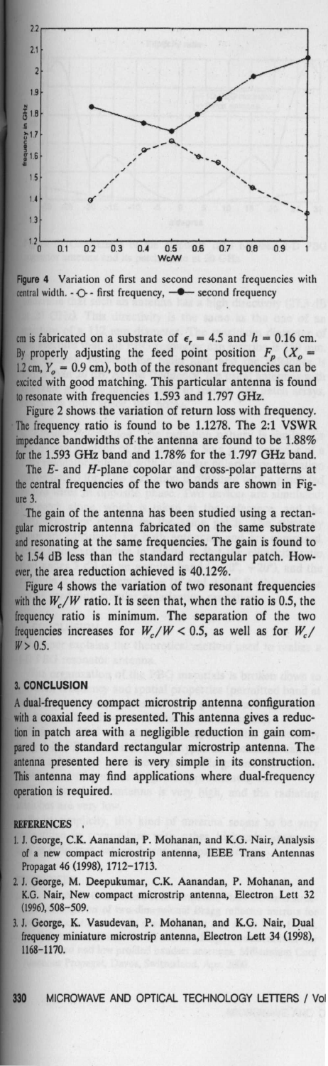Figure 4 Variation of first and second resonant frequencies with central width. - ○ - first frequency, —●— second frequency

cm is fabricated on a substrate of $\epsilon_r = 4.5$ and $h = 0.16$ cm. By properly adjusting the feed point position $F_p$ ($X_o$ = 1.2 cm, $Y_o$ = 0.9 cm), both of the resonant frequencies can be excited with good matching. This particular antenna is found to resonate with frequencies 1.593 and 1.797 GHz.

Figure 2 shows the variation of return loss with frequency. The frequency ratio is found to be 1.1278. The 2:1 VSWR impedance bandwidths of the antenna are found to be 1.88% for the 1.593 GHz band and 1.78% for the 1.797 GHz band.

The *E*- and *H*-plane copolar and cross-polar patterns at the central frequencies of the two bands are shown in Figure 3.

The gain of the antenna has been studied using a rectangular microstrip antenna fabricated on the same substrate and resonating at the same frequencies. The gain is found to be 1.54 dB less than the standard rectangular patch. However, the area reduction achieved is 40.12%.

Figure 4 shows the variation of two resonant frequencies with the $W_c/W$ ratio. It is seen that, when the ratio is 0.5, the frequency ratio is minimum. The separation of the two frequencies increases for $W_c/W < 0.5$, as well as for $W_c/W > 0.5$.

## 3. CONCLUSION

A dual-frequency compact microstrip antenna configuration with a coaxial feed is presented. This antenna gives a reduction in patch area with a negligible reduction in gain compared to the standard rectangular microstrip antenna. The antenna presented here is very simple in its construction. This antenna may find applications where dual-frequency operation is required.

## REFERENCES

1. J. George, C.K. Aanandan, P. Mohanan, and K.G. Nair, Analysis of a new compact microstrip antenna, IEEE Trans Antennas Propagat 46 (1998), 1712–1713.
2. J. George, M. Deepukumar, C.K. Aanandan, P. Mohanan, and K.G. Nair, New compact microstrip antenna, Electron Lett 32 (1996), 508–509.
3. J. George, K. Vasudevan, P. Mohanan, and K.G. Nair, Dual frequency miniature microstrip antenna, Electron Lett 34 (1998), 1168–1170.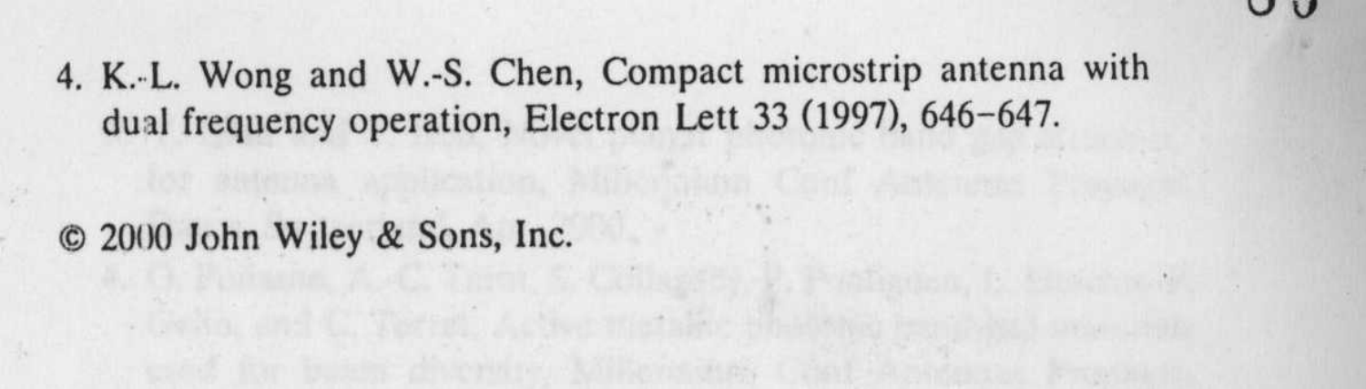4. K.-L. Wong and W.-S. Chen, Compact microstrip antenna with dual frequency operation, Electron Lett 33 (1997), 646–647.

© 2000 John Wiley & Sons, Inc.